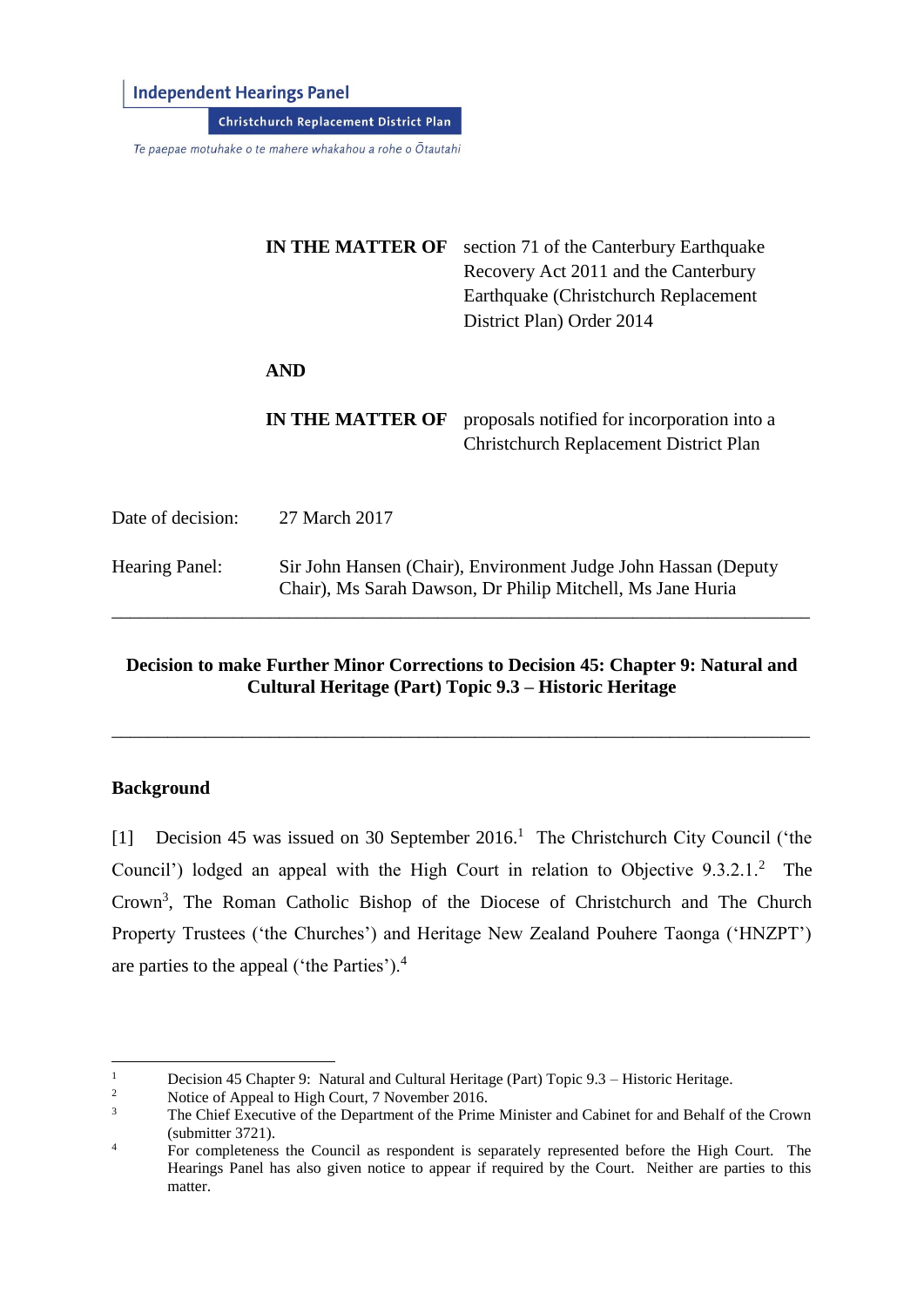**Independent Hearings Panel**

**Christchurch Replacement District Plan**

*Te paepae motuhake o te mahere whakahou a rohe o Ōtautahi*

| | |
|---|---|
| **IN THE MATTER OF** | section 71 of the Canterbury Earthquake Recovery Act 2011 and the Canterbury Earthquake (Christchurch Replacement District Plan) Order 2014 |
| **AND** | |
| **IN THE MATTER OF** | proposals notified for incorporation into a Christchurch Replacement District Plan |

Date of decision: 27 March 2017

Hearing Panel: Sir John Hansen (Chair), Environment Judge John Hassan (Deputy Chair), Ms Sarah Dawson, Dr Philip Mitchell, Ms Jane Huria

---

**Decision to make Further Minor Corrections to Decision 45: Chapter 9: Natural and Cultural Heritage (Part) Topic 9.3 – Historic Heritage**

---

## Background

[1] Decision 45 was issued on 30 September 2016.[1] The Christchurch City Council ('the Council') lodged an appeal with the High Court in relation to Objective 9.3.2.1.[2] The Crown[3], The Roman Catholic Bishop of the Diocese of Christchurch and The Church Property Trustees ('the Churches') and Heritage New Zealand Pouhere Taonga ('HNZPT') are parties to the appeal ('the Parties').[4]

---

[1] Decision 45 Chapter 9: Natural and Cultural Heritage (Part) Topic 9.3 – Historic Heritage.

[2] Notice of Appeal to High Court, 7 November 2016.

[3] The Chief Executive of the Department of the Prime Minister and Cabinet for and Behalf of the Crown (submitter 3721).

[4] For completeness the Council as respondent is separately represented before the High Court. The Hearings Panel has also given notice to appear if required by the Court. Neither are parties to this matter.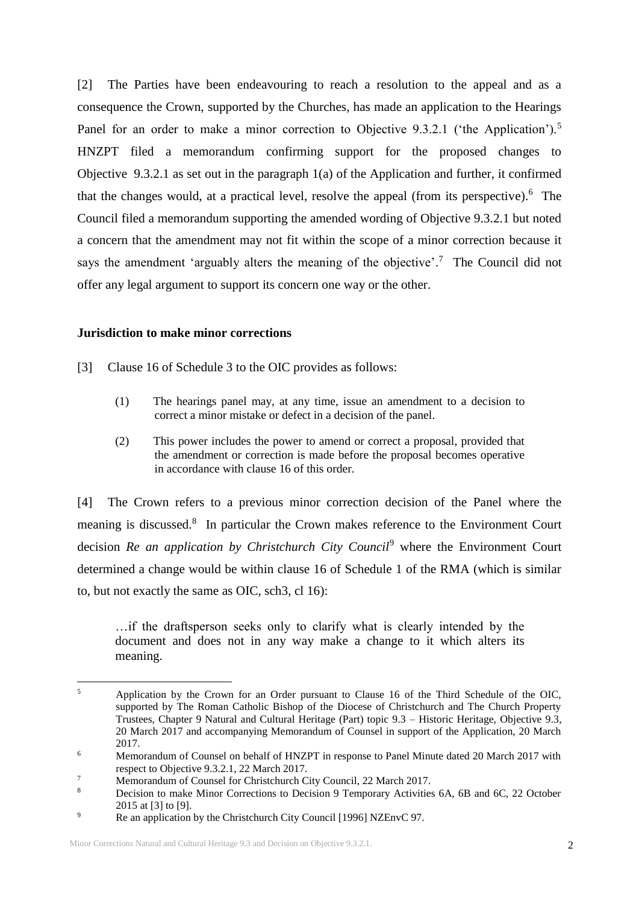[2] The Parties have been endeavouring to reach a resolution to the appeal and as a consequence the Crown, supported by the Churches, has made an application to the Hearings Panel for an order to make a minor correction to Objective 9.3.2.1 ('the Application').[5] HNZPT filed a memorandum confirming support for the proposed changes to Objective 9.3.2.1 as set out in the paragraph 1(a) of the Application and further, it confirmed that the changes would, at a practical level, resolve the appeal (from its perspective).[6] The Council filed a memorandum supporting the amended wording of Objective 9.3.2.1 but noted a concern that the amendment may not fit within the scope of a minor correction because it says the amendment 'arguably alters the meaning of the objective'.[7] The Council did not offer any legal argument to support its concern one way or the other.

**Jurisdiction to make minor corrections**

[3] Clause 16 of Schedule 3 to the OIC provides as follows:

> (1) The hearings panel may, at any time, issue an amendment to a decision to correct a minor mistake or defect in a decision of the panel.
>
> (2) This power includes the power to amend or correct a proposal, provided that the amendment or correction is made before the proposal becomes operative in accordance with clause 16 of this order.

[4] The Crown refers to a previous minor correction decision of the Panel where the meaning is discussed.[8] In particular the Crown makes reference to the Environment Court decision *Re an application by Christchurch City Council*[9] where the Environment Court determined a change would be within clause 16 of Schedule 1 of the RMA (which is similar to, but not exactly the same as OIC, sch3, cl 16):

> …if the draftsperson seeks only to clarify what is clearly intended by the document and does not in any way make a change to it which alters its meaning.

---

[5] Application by the Crown for an Order pursuant to Clause 16 of the Third Schedule of the OIC, supported by The Roman Catholic Bishop of the Diocese of Christchurch and The Church Property Trustees, Chapter 9 Natural and Cultural Heritage (Part) topic 9.3 – Historic Heritage, Objective 9.3, 20 March 2017 and accompanying Memorandum of Counsel in support of the Application, 20 March 2017.

[6] Memorandum of Counsel on behalf of HNZPT in response to Panel Minute dated 20 March 2017 with respect to Objective 9.3.2.1, 22 March 2017.

[7] Memorandum of Counsel for Christchurch City Council, 22 March 2017.

[8] Decision to make Minor Corrections to Decision 9 Temporary Activities 6A, 6B and 6C, 22 October 2015 at [3] to [9].

[9] Re an application by the Christchurch City Council [1996] NZEnvC 97.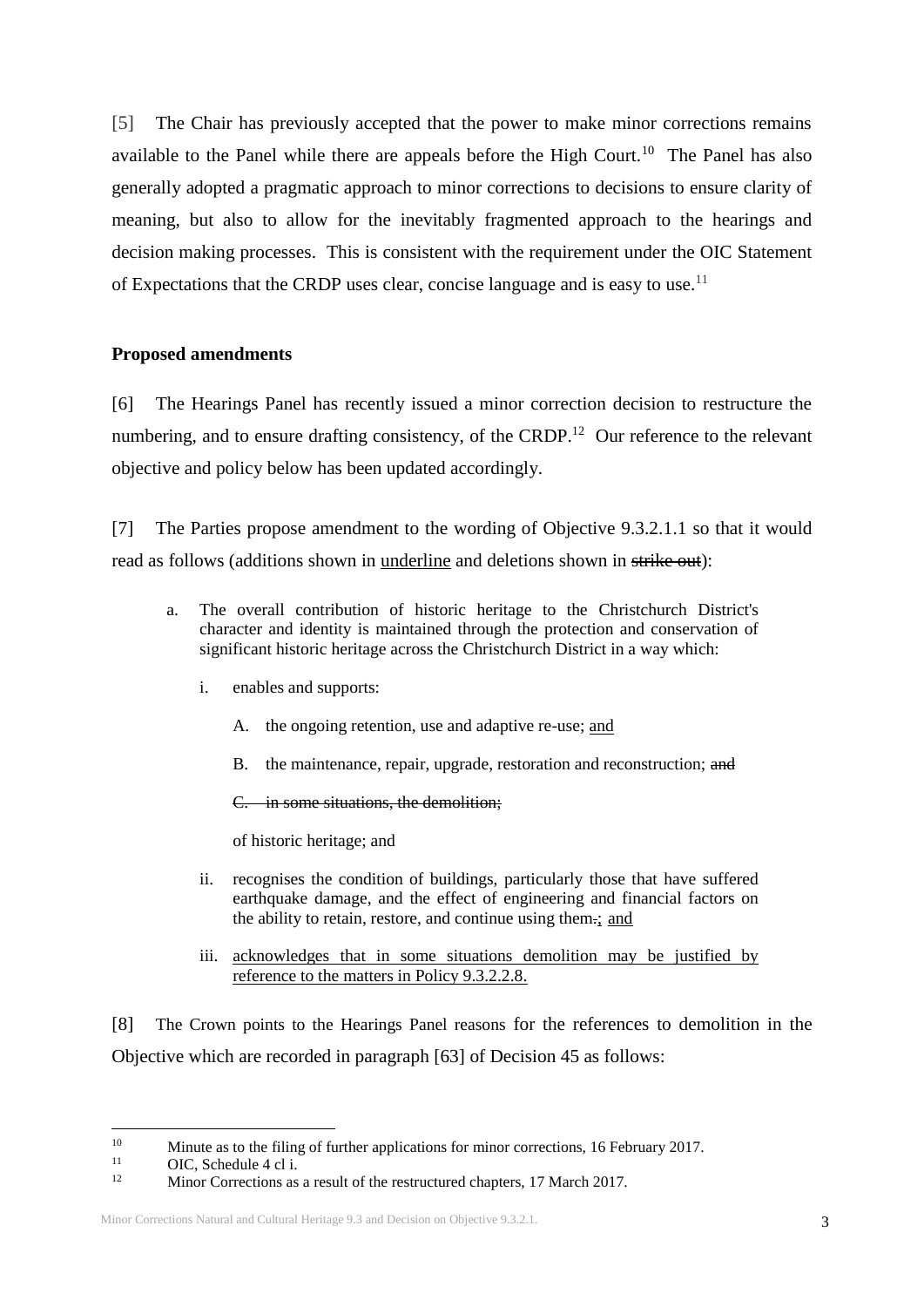[5] The Chair has previously accepted that the power to make minor corrections remains available to the Panel while there are appeals before the High Court.[10] The Panel has also generally adopted a pragmatic approach to minor corrections to decisions to ensure clarity of meaning, but also to allow for the inevitably fragmented approach to the hearings and decision making processes. This is consistent with the requirement under the OIC Statement of Expectations that the CRDP uses clear, concise language and is easy to use.[11]

**Proposed amendments**

[6] The Hearings Panel has recently issued a minor correction decision to restructure the numbering, and to ensure drafting consistency, of the CRDP.[12] Our reference to the relevant objective and policy below has been updated accordingly.

[7] The Parties propose amendment to the wording of Objective 9.3.2.1.1 so that it would read as follows (additions shown in <u>underline</u> and deletions shown in ~~strike out~~):

> a. The overall contribution of historic heritage to the Christchurch District's character and identity is maintained through the protection and conservation of significant historic heritage across the Christchurch District in a way which:
>
> i. enables and supports:
>
> A. the ongoing retention, use and adaptive re-use; <u>and</u>
>
> B. the maintenance, repair, upgrade, restoration and reconstruction; ~~and~~
>
> ~~C. in some situations, the demolition;~~
>
> of historic heritage; and
>
> ii. recognises the condition of buildings, particularly those that have suffered earthquake damage, and the effect of engineering and financial factors on the ability to retain, restore, and continue using them~~.~~<u>;</u> <u>and</u>
>
> iii. <u>acknowledges that in some situations demolition may be justified by reference to the matters in Policy 9.3.2.2.8.</u>

[8] The Crown points to the Hearings Panel reasons for the references to demolition in the Objective which are recorded in paragraph [63] of Decision 45 as follows:

---

[10] Minute as to the filing of further applications for minor corrections, 16 February 2017.

[11] OIC, Schedule 4 cl i.

[12] Minor Corrections as a result of the restructured chapters, 17 March 2017.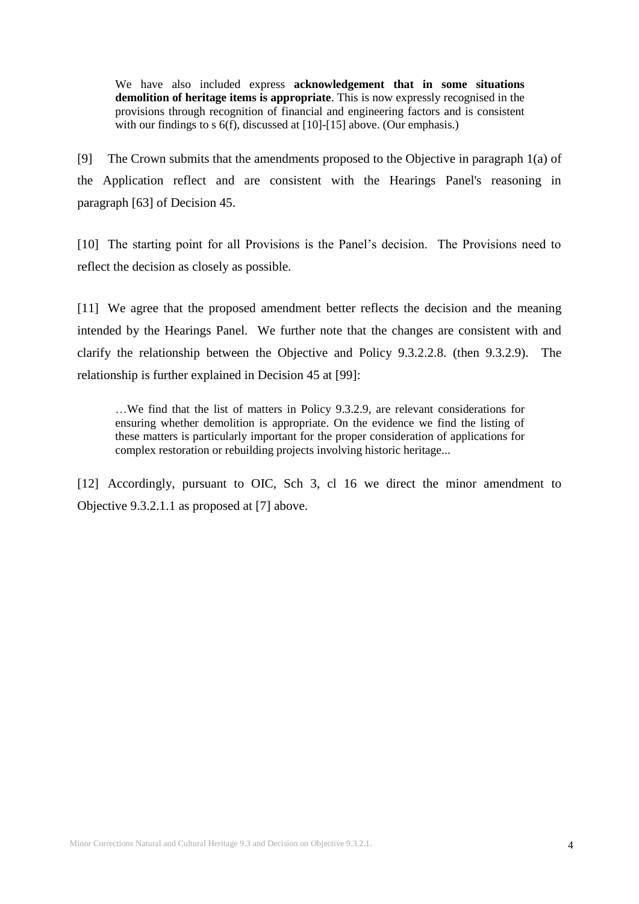> We have also included express **acknowledgement that in some situations demolition of heritage items is appropriate**. This is now expressly recognised in the provisions through recognition of financial and engineering factors and is consistent with our findings to s 6(f), discussed at [10]-[15] above. (Our emphasis.)

[9] The Crown submits that the amendments proposed to the Objective in paragraph 1(a) of the Application reflect and are consistent with the Hearings Panel's reasoning in paragraph [63] of Decision 45.

[10] The starting point for all Provisions is the Panel's decision. The Provisions need to reflect the decision as closely as possible.

[11] We agree that the proposed amendment better reflects the decision and the meaning intended by the Hearings Panel. We further note that the changes are consistent with and clarify the relationship between the Objective and Policy 9.3.2.2.8. (then 9.3.2.9). The relationship is further explained in Decision 45 at [99]:

> …We find that the list of matters in Policy 9.3.2.9, are relevant considerations for ensuring whether demolition is appropriate. On the evidence we find the listing of these matters is particularly important for the proper consideration of applications for complex restoration or rebuilding projects involving historic heritage...

[12] Accordingly, pursuant to OIC, Sch 3, cl 16 we direct the minor amendment to Objective 9.3.2.1.1 as proposed at [7] above.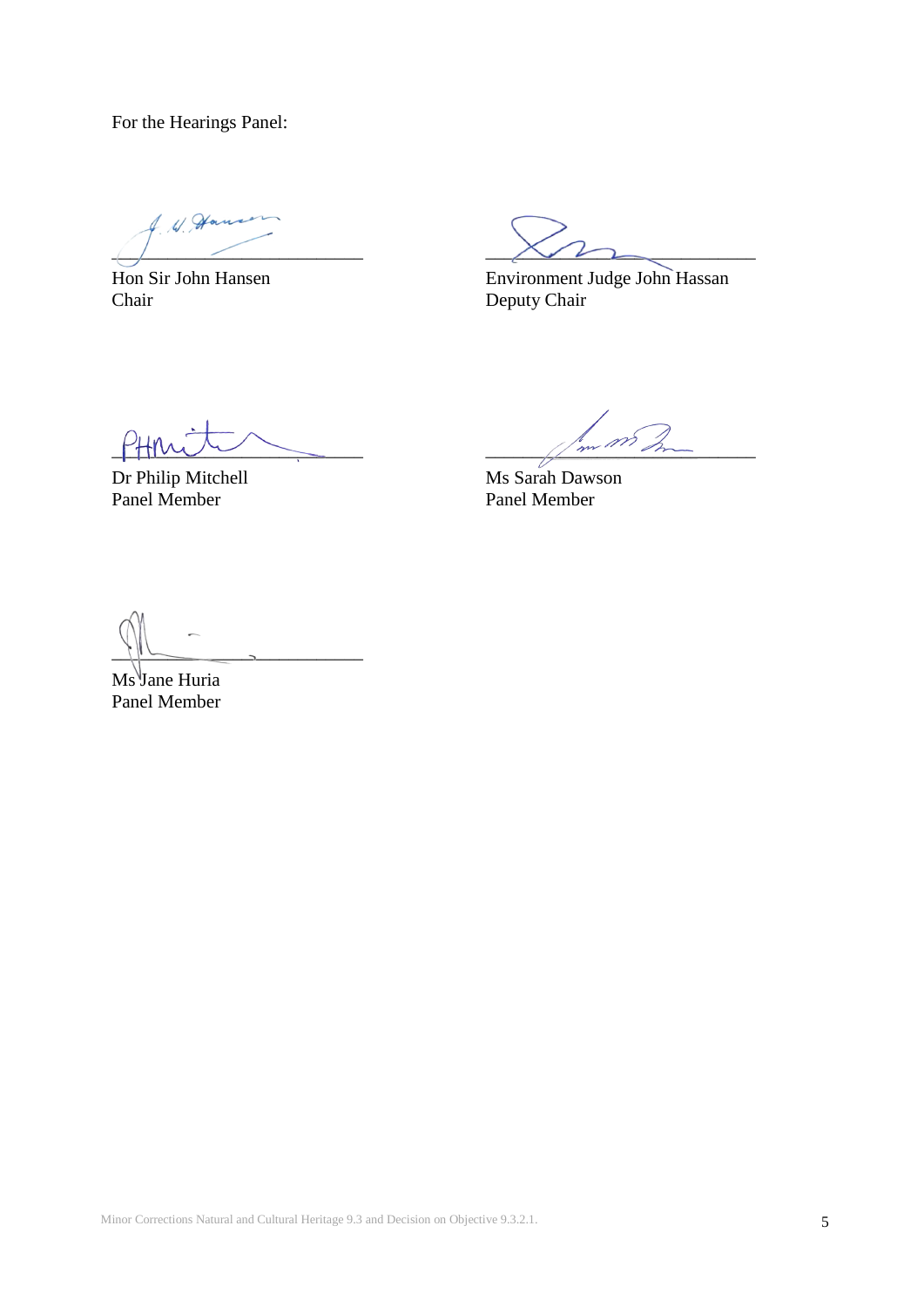For the Hearings Panel:

\_\_\_\_\_\_\_\_\_\_\_\_\_\_\_\_\_\_\_\_\_\_\_\_\_\_\_\_
Hon Sir John Hansen
Chair

\_\_\_\_\_\_\_\_\_\_\_\_\_\_\_\_\_\_\_\_\_\_\_\_\_\_\_\_
Environment Judge John Hassan
Deputy Chair

\_\_\_\_\_\_\_\_\_\_\_\_\_\_\_\_\_\_\_\_\_\_\_\_\_\_\_\_
Dr Philip Mitchell
Panel Member

\_\_\_\_\_\_\_\_\_\_\_\_\_\_\_\_\_\_\_\_\_\_\_\_\_\_\_\_
Ms Sarah Dawson
Panel Member

\_\_\_\_\_\_\_\_\_\_\_\_\_\_\_\_\_\_\_\_\_\_\_\_\_\_\_\_
Ms Jane Huria
Panel Member